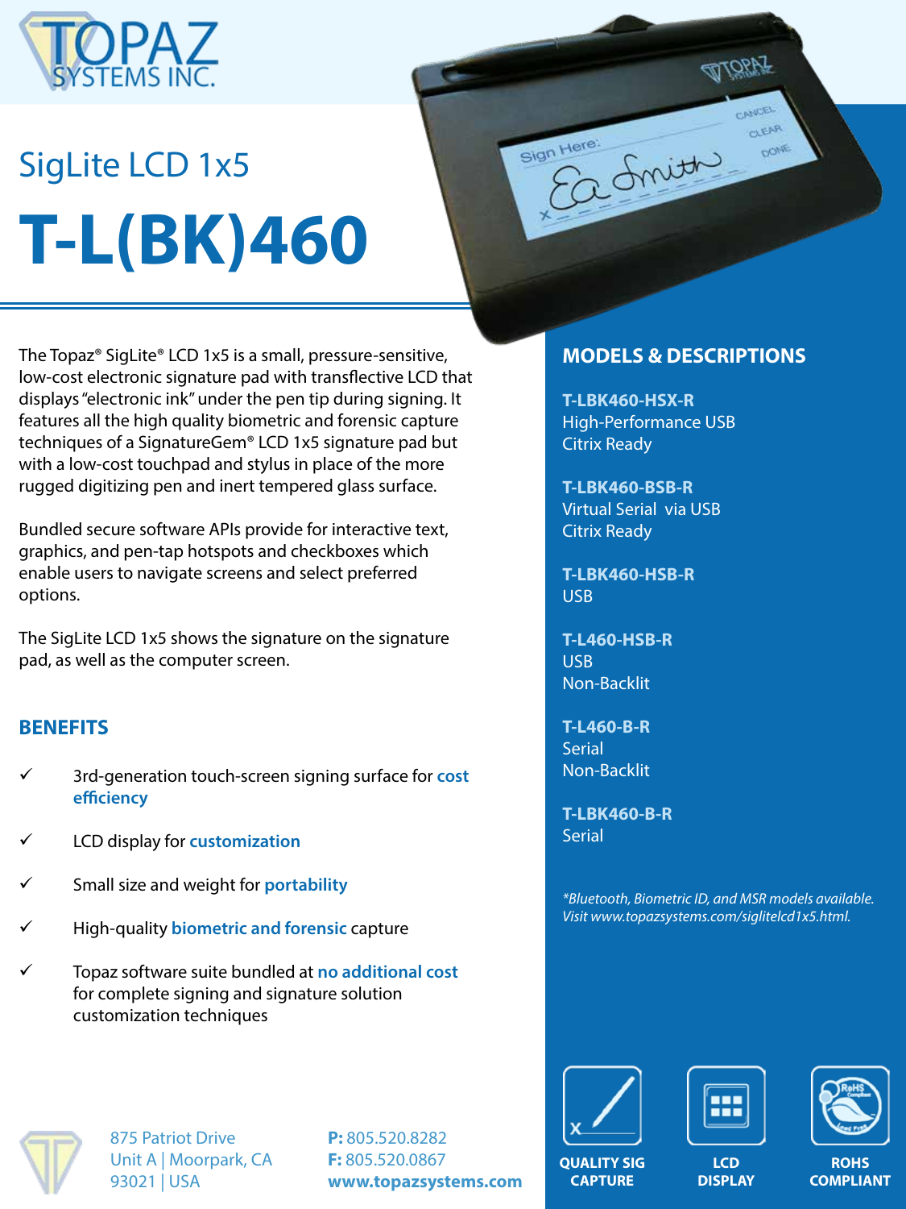# SigLite LCD 1x5

# T-L(BK)460

The Topaz® SigLite® LCD 1x5 is a small, pressure-sensitive, low-cost electronic signature pad with transflective LCD that displays "electronic ink" under the pen tip during signing. It features all the high quality biometric and forensic capture techniques of a SignatureGem® LCD 1x5 signature pad but with a low-cost touchpad and stylus in place of the more rugged digitizing pen and inert tempered glass surface.

Bundled secure software APIs provide for interactive text, graphics, and pen-tap hotspots and checkboxes which enable users to navigate screens and select preferred options.

The SigLite LCD 1x5 shows the signature on the signature pad, as well as the computer screen.

## BENEFITS

- ✓ 3rd-generation touch-screen signing surface for **cost efficiency**
- ✓ LCD display for **customization**
- ✓ Small size and weight for **portability**
- ✓ High-quality **biometric and forensic** capture
- ✓ Topaz software suite bundled at **no additional cost** for complete signing and signature solution customization techniques

## MODELS & DESCRIPTIONS

**T-LBK460-HSX-R**
High-Performance USB
Citrix Ready

**T-LBK460-BSB-R**
Virtual Serial via USB
Citrix Ready

**T-LBK460-HSB-R**
USB

**T-L460-HSB-R**
USB
Non-Backlit

**T-L460-B-R**
Serial
Non-Backlit

**T-LBK460-B-R**
Serial

*\*Bluetooth, Biometric ID, and MSR models available. Visit www.topazsystems.com/siglitelcd1x5.html.*

QUALITY SIG CAPTURE | LCD DISPLAY | ROHS COMPLIANT

875 Patriot Drive
Unit A | Moorpark, CA
93021 | USA

**P:** 805.520.8282
**F:** 805.520.0867
**www.topazsystems.com**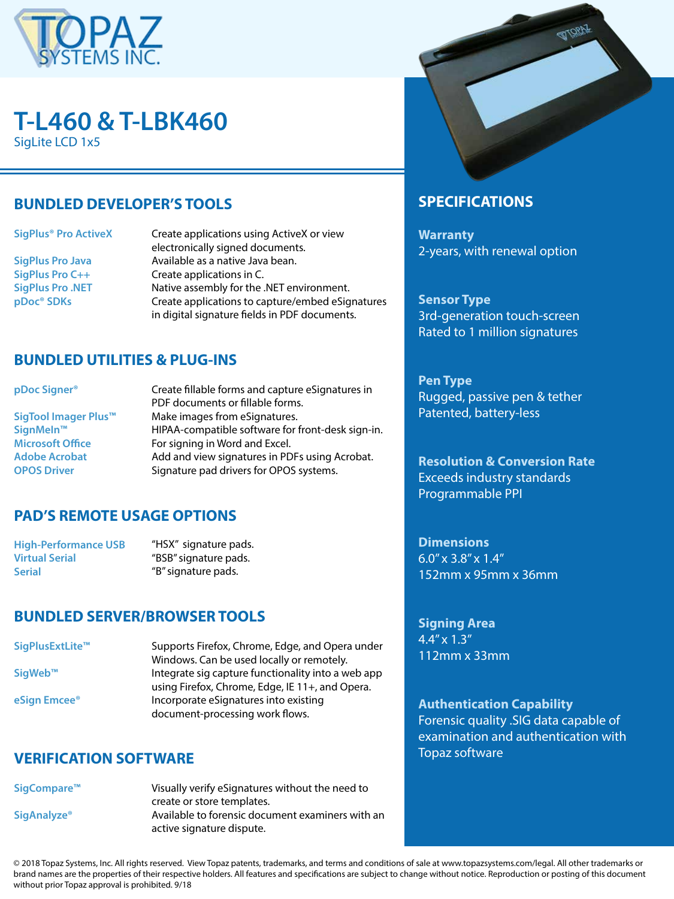TOPAZ SYSTEMS INC.

# T-L460 & T-LBK460

SigLite LCD 1x5

## BUNDLED DEVELOPER'S TOOLS

| | |
|---|---|
| SigPlus® Pro ActiveX | Create applications using ActiveX or view electronically signed documents. |
| SigPlus Pro Java | Available as a native Java bean. |
| SigPlus Pro C++ | Create applications in C. |
| SigPlus Pro .NET | Native assembly for the .NET environment. |
| pDoc® SDKs | Create applications to capture/embed eSignatures in digital signature fields in PDF documents. |

## BUNDLED UTILITIES & PLUG-INS

| | |
|---|---|
| pDoc Signer® | Create fillable forms and capture eSignatures in PDF documents or fillable forms. |
| SigTool Imager Plus™ | Make images from eSignatures. |
| SignMeIn™ | HIPAA-compatible software for front-desk sign-in. |
| Microsoft Office | For signing in Word and Excel. |
| Adobe Acrobat | Add and view signatures in PDFs using Acrobat. |
| OPOS Driver | Signature pad drivers for OPOS systems. |

## PAD'S REMOTE USAGE OPTIONS

| | |
|---|---|
| High-Performance USB | "HSX" signature pads. |
| Virtual Serial | "BSB" signature pads. |
| Serial | "B" signature pads. |

## BUNDLED SERVER/BROWSER TOOLS

| | |
|---|---|
| SigPlusExtLite™ | Supports Firefox, Chrome, Edge, and Opera under Windows. Can be used locally or remotely. |
| SigWeb™ | Integrate sig capture functionality into a web app using Firefox, Chrome, Edge, IE 11+, and Opera. |
| eSign Emcee® | Incorporate eSignatures into existing document-processing work flows. |

## VERIFICATION SOFTWARE

| | |
|---|---|
| SigCompare™ | Visually verify eSignatures without the need to create or store templates. |
| SigAnalyze® | Available to forensic document examiners with an active signature dispute. |

## SPECIFICATIONS

**Warranty**
2-years, with renewal option

**Sensor Type**
3rd-generation touch-screen
Rated to 1 million signatures

**Pen Type**
Rugged, passive pen & tether
Patented, battery-less

**Resolution & Conversion Rate**
Exceeds industry standards
Programmable PPI

**Dimensions**
6.0" x 3.8" x 1.4"
152mm x 95mm x 36mm

**Signing Area**
4.4" x 1.3"
112mm x 33mm

**Authentication Capability**
Forensic quality .SIG data capable of examination and authentication with Topaz software

© 2018 Topaz Systems, Inc. All rights reserved. View Topaz patents, trademarks, and terms and conditions of sale at www.topazsystems.com/legal. All other trademarks or brand names are the properties of their respective holders. All features and specifications are subject to change without notice. Reproduction or posting of this document without prior Topaz approval is prohibited. 9/18